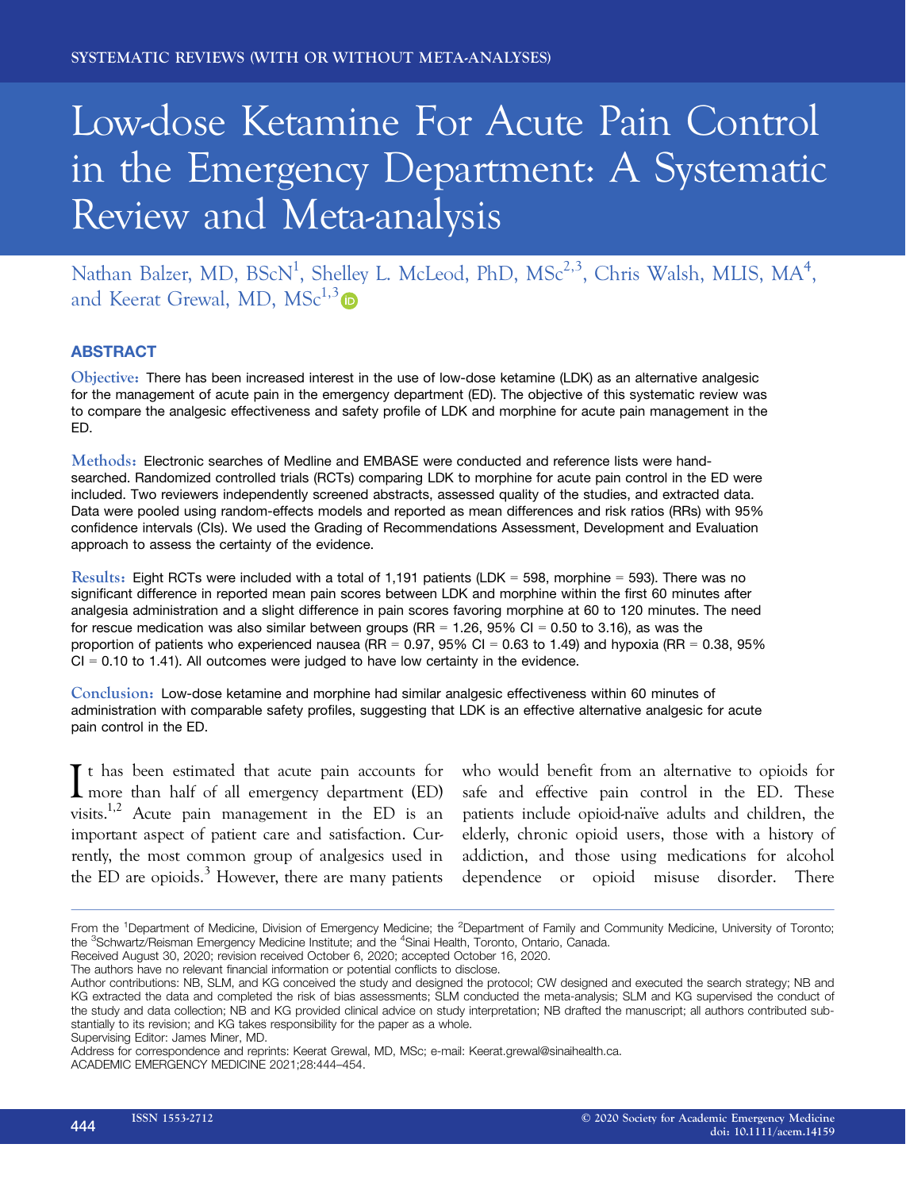SYSTEMATIC REVIEWS (WITH OR WITHOUT META-ANALYSES)

# Low-dose Ketamine For Acute Pain Control in the Emergency Department: A Systematic Review and Meta-analysis

Nathan Balzer, MD, BScN[1], Shelley L. McLeod, PhD, MSc[2,3], Chris Walsh, MLIS, MA[4], and Keerat Grewal, MD, MSc[1,3]

## ABSTRACT

**Objective:** There has been increased interest in the use of low-dose ketamine (LDK) as an alternative analgesic for the management of acute pain in the emergency department (ED). The objective of this systematic review was to compare the analgesic effectiveness and safety profile of LDK and morphine for acute pain management in the ED.

**Methods:** Electronic searches of Medline and EMBASE were conducted and reference lists were hand-searched. Randomized controlled trials (RCTs) comparing LDK to morphine for acute pain control in the ED were included. Two reviewers independently screened abstracts, assessed quality of the studies, and extracted data. Data were pooled using random-effects models and reported as mean differences and risk ratios (RRs) with 95% confidence intervals (CIs). We used the Grading of Recommendations Assessment, Development and Evaluation approach to assess the certainty of the evidence.

**Results:** Eight RCTs were included with a total of 1,191 patients (LDK = 598, morphine = 593). There was no significant difference in reported mean pain scores between LDK and morphine within the first 60 minutes after analgesia administration and a slight difference in pain scores favoring morphine at 60 to 120 minutes. The need for rescue medication was also similar between groups (RR = 1.26, 95% CI = 0.50 to 3.16), as was the proportion of patients who experienced nausea (RR = 0.97, 95% CI = 0.63 to 1.49) and hypoxia (RR = 0.38, 95% CI = 0.10 to 1.41). All outcomes were judged to have low certainty in the evidence.

**Conclusion:** Low-dose ketamine and morphine had similar analgesic effectiveness within 60 minutes of administration with comparable safety profiles, suggesting that LDK is an effective alternative analgesic for acute pain control in the ED.

It has been estimated that acute pain accounts for more than half of all emergency department (ED) visits.[1,2] Acute pain management in the ED is an important aspect of patient care and satisfaction. Currently, the most common group of analgesics used in the ED are opioids.[3] However, there are many patients who would benefit from an alternative to opioids for safe and effective pain control in the ED. These patients include opioid-naïve adults and children, the elderly, chronic opioid users, those with a history of addiction, and those using medications for alcohol dependence or opioid misuse disorder. There

---

From the [1]Department of Medicine, Division of Emergency Medicine; the [2]Department of Family and Community Medicine, University of Toronto; the [3]Schwartz/Reisman Emergency Medicine Institute; and the [4]Sinai Health, Toronto, Ontario, Canada.

Received August 30, 2020; revision received October 6, 2020; accepted October 16, 2020.

The authors have no relevant financial information or potential conflicts to disclose.

Author contributions: NB, SLM, and KG conceived the study and designed the protocol; CW designed and executed the search strategy; NB and KG extracted the data and completed the risk of bias assessments; SLM conducted the meta-analysis; SLM and KG supervised the conduct of the study and data collection; NB and KG provided clinical advice on study interpretation; NB drafted the manuscript; all authors contributed substantially to its revision; and KG takes responsibility for the paper as a whole.

Supervising Editor: James Miner, MD.

Address for correspondence and reprints: Keerat Grewal, MD, MSc; e-mail: Keerat.grewal@sinaihealth.ca.

ACADEMIC EMERGENCY MEDICINE 2021;28:444–454.

ISSN 1553-2712 © 2020 Society for Academic Emergency Medicine doi: 10.1111/acem.14159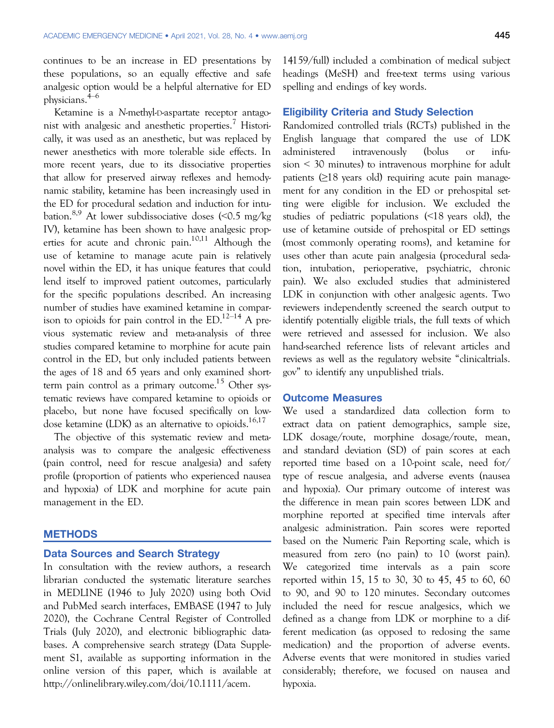continues to be an increase in ED presentations by these populations, so an equally effective and safe analgesic option would be a helpful alternative for ED physicians.[4–6]

Ketamine is a N-methyl-D-aspartate receptor antagonist with analgesic and anesthetic properties.[7] Historically, it was used as an anesthetic, but was replaced by newer anesthetics with more tolerable side effects. In more recent years, due to its dissociative properties that allow for preserved airway reflexes and hemodynamic stability, ketamine has been increasingly used in the ED for procedural sedation and induction for intubation.[8,9] At lower subdissociative doses (<0.5 mg/kg IV), ketamine has been shown to have analgesic properties for acute and chronic pain.[10,11] Although the use of ketamine to manage acute pain is relatively novel within the ED, it has unique features that could lend itself to improved patient outcomes, particularly for the specific populations described. An increasing number of studies have examined ketamine in comparison to opioids for pain control in the ED.[12–14] A previous systematic review and meta-analysis of three studies compared ketamine to morphine for acute pain control in the ED, but only included patients between the ages of 18 and 65 years and only examined short-term pain control as a primary outcome.[15] Other systematic reviews have compared ketamine to opioids or placebo, but none have focused specifically on low-dose ketamine (LDK) as an alternative to opioids.[16,17]

The objective of this systematic review and meta-analysis was to compare the analgesic effectiveness (pain control, need for rescue analgesia) and safety profile (proportion of patients who experienced nausea and hypoxia) of LDK and morphine for acute pain management in the ED.

## METHODS

### Data Sources and Search Strategy

In consultation with the review authors, a research librarian conducted the systematic literature searches in MEDLINE (1946 to July 2020) using both Ovid and PubMed search interfaces, EMBASE (1947 to July 2020), the Cochrane Central Register of Controlled Trials (July 2020), and electronic bibliographic databases. A comprehensive search strategy (Data Supplement S1, available as supporting information in the online version of this paper, which is available at http://onlinelibrary.wiley.com/doi/10.1111/acem.14159/full) included a combination of medical subject headings (MeSH) and free-text terms using various spelling and endings of key words.

### Eligibility Criteria and Study Selection

Randomized controlled trials (RCTs) published in the English language that compared the use of LDK administered intravenously (bolus or infusion < 30 minutes) to intravenous morphine for adult patients (≥18 years old) requiring acute pain management for any condition in the ED or prehospital setting were eligible for inclusion. We excluded the studies of pediatric populations (<18 years old), the use of ketamine outside of prehospital or ED settings (most commonly operating rooms), and ketamine for uses other than acute pain analgesia (procedural sedation, intubation, perioperative, psychiatric, chronic pain). We also excluded studies that administered LDK in conjunction with other analgesic agents. Two reviewers independently screened the search output to identify potentially eligible trials, the full texts of which were retrieved and assessed for inclusion. We also hand-searched reference lists of relevant articles and reviews as well as the regulatory website "clinicaltrials.gov" to identify any unpublished trials.

### Outcome Measures

We used a standardized data collection form to extract data on patient demographics, sample size, LDK dosage/route, morphine dosage/route, mean, and standard deviation (SD) of pain scores at each reported time based on a 10-point scale, need for/type of rescue analgesia, and adverse events (nausea and hypoxia). Our primary outcome of interest was the difference in mean pain scores between LDK and morphine reported at specified time intervals after analgesic administration. Pain scores were reported based on the Numeric Pain Reporting scale, which is measured from zero (no pain) to 10 (worst pain). We categorized time intervals as a pain score reported within 15, 15 to 30, 30 to 45, 45 to 60, 60 to 90, and 90 to 120 minutes. Secondary outcomes included the need for rescue analgesics, which we defined as a change from LDK or morphine to a different medication (as opposed to redosing the same medication) and the proportion of adverse events. Adverse events that were monitored in studies varied considerably; therefore, we focused on nausea and hypoxia.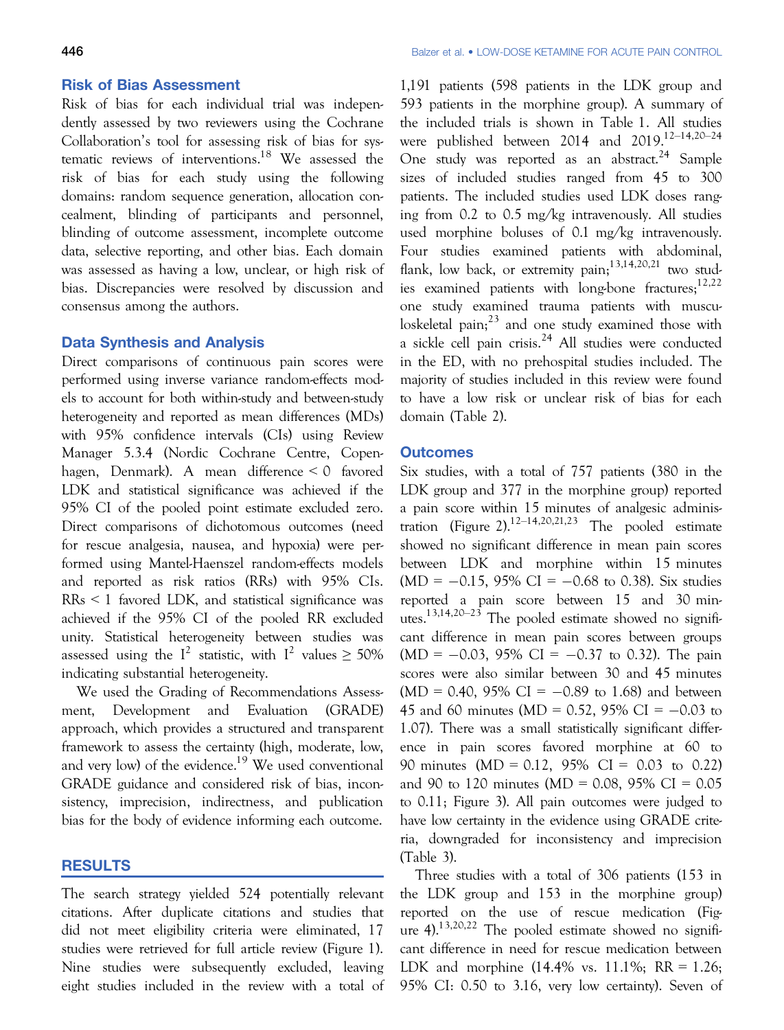## Risk of Bias Assessment

Risk of bias for each individual trial was independently assessed by two reviewers using the Cochrane Collaboration's tool for assessing risk of bias for systematic reviews of interventions.[18] We assessed the risk of bias for each study using the following domains: random sequence generation, allocation concealment, blinding of participants and personnel, blinding of outcome assessment, incomplete outcome data, selective reporting, and other bias. Each domain was assessed as having a low, unclear, or high risk of bias. Discrepancies were resolved by discussion and consensus among the authors.

## Data Synthesis and Analysis

Direct comparisons of continuous pain scores were performed using inverse variance random-effects models to account for both within-study and between-study heterogeneity and reported as mean differences (MDs) with 95% confidence intervals (CIs) using Review Manager 5.3.4 (Nordic Cochrane Centre, Copenhagen, Denmark). A mean difference < 0 favored LDK and statistical significance was achieved if the 95% CI of the pooled point estimate excluded zero. Direct comparisons of dichotomous outcomes (need for rescue analgesia, nausea, and hypoxia) were performed using Mantel-Haenszel random-effects models and reported as risk ratios (RRs) with 95% CIs. RRs < 1 favored LDK, and statistical significance was achieved if the 95% CI of the pooled RR excluded unity. Statistical heterogeneity between studies was assessed using the $I^2$ statistic, with $I^2$ values ≥ 50% indicating substantial heterogeneity.

We used the Grading of Recommendations Assessment, Development and Evaluation (GRADE) approach, which provides a structured and transparent framework to assess the certainty (high, moderate, low, and very low) of the evidence.[19] We used conventional GRADE guidance and considered risk of bias, inconsistency, imprecision, indirectness, and publication bias for the body of evidence informing each outcome.

# RESULTS

The search strategy yielded 524 potentially relevant citations. After duplicate citations and studies that did not meet eligibility criteria were eliminated, 17 studies were retrieved for full article review (Figure 1). Nine studies were subsequently excluded, leaving eight studies included in the review with a total of 1,191 patients (598 patients in the LDK group and 593 patients in the morphine group). A summary of the included trials is shown in Table 1. All studies were published between 2014 and 2019.[12–14,20–24] One study was reported as an abstract.[24] Sample sizes of included studies ranged from 45 to 300 patients. The included studies used LDK doses ranging from 0.2 to 0.5 mg/kg intravenously. All studies used morphine boluses of 0.1 mg/kg intravenously. Four studies examined patients with abdominal, flank, low back, or extremity pain;[13,14,20,21] two studies examined patients with long-bone fractures;[12,22] one study examined trauma patients with musculoskeletal pain;[23] and one study examined those with a sickle cell pain crisis.[24] All studies were conducted in the ED, with no prehospital studies included. The majority of studies included in this review were found to have a low risk or unclear risk of bias for each domain (Table 2).

## Outcomes

Six studies, with a total of 757 patients (380 in the LDK group and 377 in the morphine group) reported a pain score within 15 minutes of analgesic administration (Figure 2).[12–14,20,21,23] The pooled estimate showed no significant difference in mean pain scores between LDK and morphine within 15 minutes (MD = −0.15, 95% CI = −0.68 to 0.38). Six studies reported a pain score between 15 and 30 minutes.[13,14,20–23] The pooled estimate showed no significant difference in mean pain scores between groups (MD = −0.03, 95% CI = −0.37 to 0.32). The pain scores were also similar between 30 and 45 minutes (MD = 0.40, 95% CI = −0.89 to 1.68) and between 45 and 60 minutes (MD = 0.52, 95% CI = −0.03 to 1.07). There was a small statistically significant difference in pain scores favored morphine at 60 to 90 minutes (MD = 0.12, 95% CI = 0.03 to 0.22) and 90 to 120 minutes (MD = 0.08, 95% CI = 0.05 to 0.11; Figure 3). All pain outcomes were judged to have low certainty in the evidence using GRADE criteria, downgraded for inconsistency and imprecision (Table 3).

Three studies with a total of 306 patients (153 in the LDK group and 153 in the morphine group) reported on the use of rescue medication (Figure 4).[13,20,22] The pooled estimate showed no significant difference in need for rescue medication between LDK and morphine (14.4% vs. 11.1%; RR = 1.26; 95% CI: 0.50 to 3.16, very low certainty). Seven of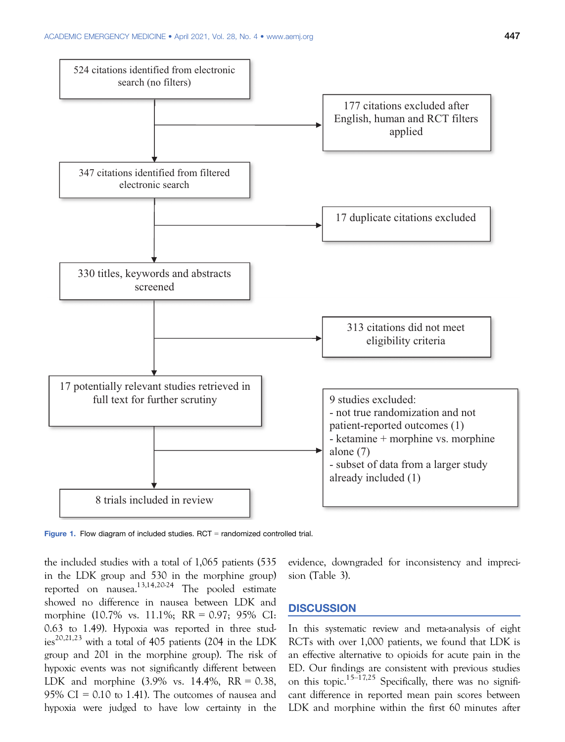524 citations identified from electronic search (no filters)

177 citations excluded after English, human and RCT filters applied

347 citations identified from filtered electronic search

17 duplicate citations excluded

330 titles, keywords and abstracts screened

313 citations did not meet eligibility criteria

17 potentially relevant studies retrieved in full text for further scrutiny

9 studies excluded:
- not true randomization and not patient-reported outcomes (1)
- ketamine + morphine vs. morphine alone (7)
- subset of data from a larger study already included (1)

8 trials included in review

**Figure 1.** Flow diagram of included studies. RCT = randomized controlled trial.

the included studies with a total of 1,065 patients (535 in the LDK group and 530 in the morphine group) reported on nausea.[13,14,20-24] The pooled estimate showed no difference in nausea between LDK and morphine (10.7% vs. 11.1%; RR = 0.97; 95% CI: 0.63 to 1.49). Hypoxia was reported in three studies[20,21,23] with a total of 405 patients (204 in the LDK group and 201 in the morphine group). The risk of hypoxic events was not significantly different between LDK and morphine (3.9% vs. 14.4%, RR = 0.38, 95% CI = 0.10 to 1.41). The outcomes of nausea and hypoxia were judged to have low certainty in the evidence, downgraded for inconsistency and imprecision (Table 3).

## DISCUSSION

In this systematic review and meta-analysis of eight RCTs with over 1,000 patients, we found that LDK is an effective alternative to opioids for acute pain in the ED. Our findings are consistent with previous studies on this topic.[15–17,25] Specifically, there was no significant difference in reported mean pain scores between LDK and morphine within the first 60 minutes after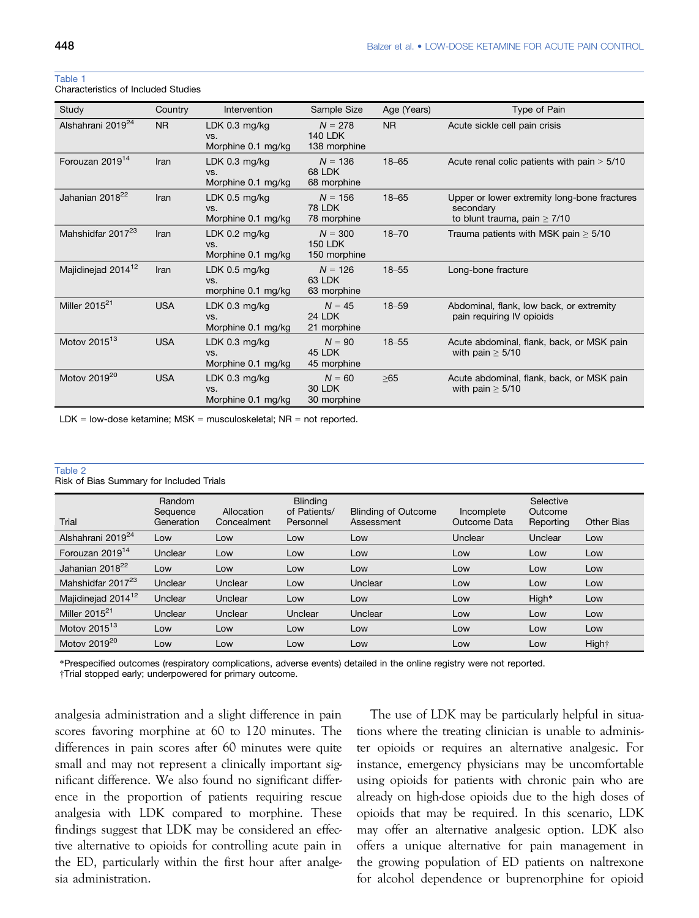Table 1
Characteristics of Included Studies

| Study | Country | Intervention | Sample Size | Age (Years) | Type of Pain |
|---|---|---|---|---|---|
| Alshahrani 2019[24] | NR | LDK 0.3 mg/kg vs. Morphine 0.1 mg/kg | *N* = 278 140 LDK 138 morphine | NR | Acute sickle cell pain crisis |
| Forouzan 2019[14] | Iran | LDK 0.3 mg/kg vs. Morphine 0.1 mg/kg | *N* = 136 68 LDK 68 morphine | 18–65 | Acute renal colic patients with pain > 5/10 |
| Jahanian 2018[22] | Iran | LDK 0.5 mg/kg vs. Morphine 0.1 mg/kg | *N* = 156 78 LDK 78 morphine | 18–65 | Upper or lower extremity long-bone fractures secondary to blunt trauma, pain ≥ 7/10 |
| Mahshidfar 2017[23] | Iran | LDK 0.2 mg/kg vs. Morphine 0.1 mg/kg | *N* = 300 150 LDK 150 morphine | 18–70 | Trauma patients with MSK pain ≥ 5/10 |
| Majidinejad 2014[12] | Iran | LDK 0.5 mg/kg vs. morphine 0.1 mg/kg | *N* = 126 63 LDK 63 morphine | 18–55 | Long-bone fracture |
| Miller 2015[21] | USA | LDK 0.3 mg/kg vs. Morphine 0.1 mg/kg | *N* = 45 24 LDK 21 morphine | 18–59 | Abdominal, flank, low back, or extremity pain requiring IV opioids |
| Motov 2015[13] | USA | LDK 0.3 mg/kg vs. Morphine 0.1 mg/kg | *N* = 90 45 LDK 45 morphine | 18–55 | Acute abdominal, flank, back, or MSK pain with pain ≥ 5/10 |
| Motov 2019[20] | USA | LDK 0.3 mg/kg vs. Morphine 0.1 mg/kg | *N* = 60 30 LDK 30 morphine | ≥65 | Acute abdominal, flank, back, or MSK pain with pain ≥ 5/10 |

LDK = low-dose ketamine; MSK = musculoskeletal; NR = not reported.

Table 2
Risk of Bias Summary for Included Trials

| Trial | Random Sequence Generation | Allocation Concealment | Blinding of Patients/ Personnel | Blinding of Outcome Assessment | Incomplete Outcome Data | Selective Outcome Reporting | Other Bias |
|---|---|---|---|---|---|---|---|
| Alshahrani 2019[24] | Low | Low | Low | Low | Unclear | Unclear | Low |
| Forouzan 2019[14] | Unclear | Low | Low | Low | Low | Low | Low |
| Jahanian 2018[22] | Low | Low | Low | Low | Low | Low | Low |
| Mahshidfar 2017[23] | Unclear | Unclear | Low | Unclear | Low | Low | Low |
| Majidinejad 2014[12] | Unclear | Unclear | Low | Low | Low | High* | Low |
| Miller 2015[21] | Unclear | Unclear | Unclear | Unclear | Low | Low | Low |
| Motov 2015[13] | Low | Low | Low | Low | Low | Low | Low |
| Motov 2019[20] | Low | Low | Low | Low | Low | Low | High† |

*Prespecified outcomes (respiratory complications, adverse events) detailed in the online registry were not reported.
†Trial stopped early; underpowered for primary outcome.

analgesia administration and a slight difference in pain scores favoring morphine at 60 to 120 minutes. The differences in pain scores after 60 minutes were quite small and may not represent a clinically important significant difference. We also found no significant difference in the proportion of patients requiring rescue analgesia with LDK compared to morphine. These findings suggest that LDK may be considered an effective alternative to opioids for controlling acute pain in the ED, particularly within the first hour after analgesia administration.

The use of LDK may be particularly helpful in situations where the treating clinician is unable to administer opioids or requires an alternative analgesic. For instance, emergency physicians may be uncomfortable using opioids for patients with chronic pain who are already on high-dose opioids due to the high doses of opioids that may be required. In this scenario, LDK may offer an alternative analgesic option. LDK also offers a unique alternative for pain management in the growing population of ED patients on naltrexone for alcohol dependence or buprenorphine for opioid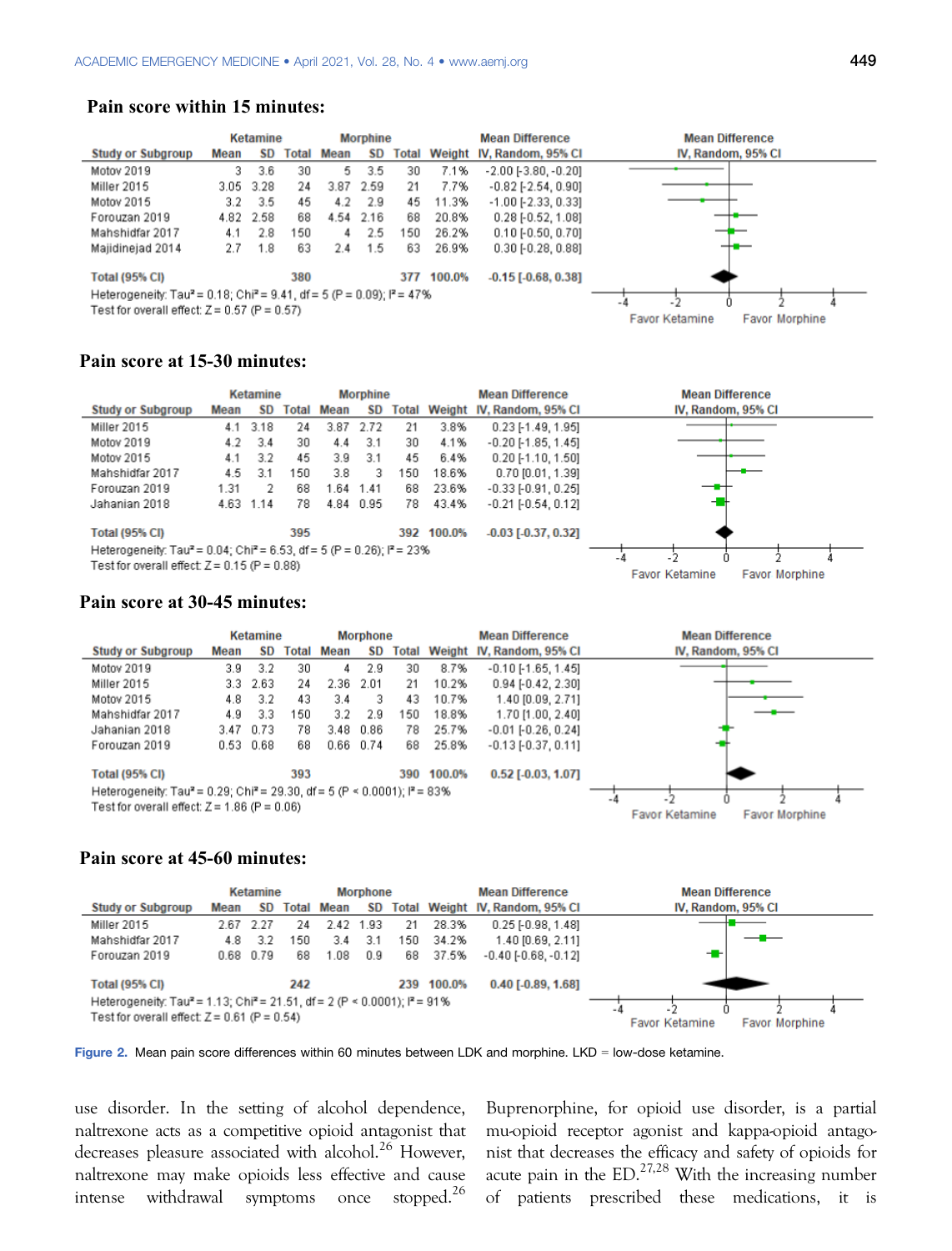**Pain score within 15 minutes:**

| Study or Subgroup | Ketamine Mean | Ketamine SD | Ketamine Total | Morphine Mean | Morphine SD | Morphine Total | Weight | Mean Difference IV, Random, 95% CI |
|---|---|---|---|---|---|---|---|---|
| Motov 2019 | 3 | 3.6 | 30 | 5 | 3.5 | 30 | 7.1% | -2.00 [-3.80, -0.20] |
| Miller 2015 | 3.05 | 3.28 | 24 | 3.87 | 2.59 | 21 | 7.7% | -0.82 [-2.54, 0.90] |
| Motov 2015 | 3.2 | 3.5 | 45 | 4.2 | 2.9 | 45 | 11.3% | -1.00 [-2.33, 0.33] |
| Forouzan 2019 | 4.82 | 2.58 | 68 | 4.54 | 2.16 | 68 | 20.8% | 0.28 [-0.52, 1.08] |
| Mahshidfar 2017 | 4.1 | 2.8 | 150 | 4 | 2.5 | 150 | 26.2% | 0.10 [-0.50, 0.70] |
| Majidinejad 2014 | 2.7 | 1.8 | 63 | 2.4 | 1.5 | 63 | 26.9% | 0.30 [-0.28, 0.88] |
| **Total (95% CI)** | | | **380** | | | **377** | **100.0%** | **-0.15 [-0.68, 0.38]** |

Heterogeneity: Tau² = 0.18; Chi² = 9.41, df = 5 (P = 0.09); I² = 47%
Test for overall effect: Z = 0.57 (P = 0.57)

**Pain score at 15-30 minutes:**

| Study or Subgroup | Ketamine Mean | Ketamine SD | Ketamine Total | Morphine Mean | Morphine SD | Morphine Total | Weight | Mean Difference IV, Random, 95% CI |
|---|---|---|---|---|---|---|---|---|
| Miller 2015 | 4.1 | 3.18 | 24 | 3.87 | 2.72 | 21 | 3.8% | 0.23 [-1.49, 1.95] |
| Motov 2019 | 4.2 | 3.4 | 30 | 4.4 | 3.1 | 30 | 4.1% | -0.20 [-1.85, 1.45] |
| Motov 2015 | 4.1 | 3.2 | 45 | 3.9 | 3.1 | 45 | 6.4% | 0.20 [-1.10, 1.50] |
| Mahshidfar 2017 | 4.5 | 3.1 | 150 | 3.8 | 3 | 150 | 18.6% | 0.70 [0.01, 1.39] |
| Forouzan 2019 | 1.31 | 2 | 68 | 1.64 | 1.41 | 68 | 23.6% | -0.33 [-0.91, 0.25] |
| Jahanian 2018 | 4.63 | 1.14 | 78 | 4.84 | 0.95 | 78 | 43.4% | -0.21 [-0.54, 0.12] |
| **Total (95% CI)** | | | **395** | | | **392** | **100.0%** | **-0.03 [-0.37, 0.32]** |

Heterogeneity: Tau² = 0.04; Chi² = 6.53, df = 5 (P = 0.26); I² = 23%
Test for overall effect: Z = 0.15 (P = 0.88)

**Pain score at 30-45 minutes:**

| Study or Subgroup | Ketamine Mean | Ketamine SD | Ketamine Total | Morphone Mean | Morphone SD | Morphone Total | Weight | Mean Difference IV, Random, 95% CI |
|---|---|---|---|---|---|---|---|---|
| Motov 2019 | 3.9 | 3.2 | 30 | 4 | 2.9 | 30 | 8.7% | -0.10 [-1.65, 1.45] |
| Miller 2015 | 3.3 | 2.63 | 24 | 2.36 | 2.01 | 21 | 10.2% | 0.94 [-0.42, 2.30] |
| Motov 2015 | 4.8 | 3.2 | 43 | 3.4 | 3 | 43 | 10.7% | 1.40 [0.09, 2.71] |
| Mahshidfar 2017 | 4.9 | 3.3 | 150 | 3.2 | 2.9 | 150 | 18.8% | 1.70 [1.00, 2.40] |
| Jahanian 2018 | 3.47 | 0.73 | 78 | 3.48 | 0.86 | 78 | 25.7% | -0.01 [-0.26, 0.24] |
| Forouzan 2019 | 0.53 | 0.68 | 68 | 0.66 | 0.74 | 68 | 25.8% | -0.13 [-0.37, 0.11] |
| **Total (95% CI)** | | | **393** | | | **390** | **100.0%** | **0.52 [-0.03, 1.07]** |

Heterogeneity: Tau² = 0.29; Chi² = 29.30, df = 5 (P < 0.0001); I² = 83%
Test for overall effect: Z = 1.86 (P = 0.06)

**Pain score at 45-60 minutes:**

| Study or Subgroup | Ketamine Mean | Ketamine SD | Ketamine Total | Morphone Mean | Morphone SD | Morphone Total | Weight | Mean Difference IV, Random, 95% CI |
|---|---|---|---|---|---|---|---|---|
| Miller 2015 | 2.67 | 2.27 | 24 | 2.42 | 1.93 | 21 | 28.3% | 0.25 [-0.98, 1.48] |
| Mahshidfar 2017 | 4.8 | 3.2 | 150 | 3.4 | 3.1 | 150 | 34.2% | 1.40 [0.69, 2.11] |
| Forouzan 2019 | 0.68 | 0.79 | 68 | 1.08 | 0.9 | 68 | 37.5% | -0.40 [-0.68, -0.12] |
| **Total (95% CI)** | | | **242** | | | **239** | **100.0%** | **0.40 [-0.89, 1.68]** |

Heterogeneity: Tau² = 1.13; Chi² = 21.51, df = 2 (P < 0.0001); I² = 91%
Test for overall effect: Z = 0.61 (P = 0.54)

Favor Ketamine / Favor Morphine

Figure 2. Mean pain score differences within 60 minutes between LDK and morphine. LKD = low-dose ketamine.

use disorder. In the setting of alcohol dependence, naltrexone acts as a competitive opioid antagonist that decreases pleasure associated with alcohol.[26] However, naltrexone may make opioids less effective and cause intense withdrawal symptoms once stopped.[26] Buprenorphine, for opioid use disorder, is a partial mu-opioid receptor agonist and kappa-opioid antagonist that decreases the efficacy and safety of opioids for acute pain in the ED.[27,28] With the increasing number of patients prescribed these medications, it is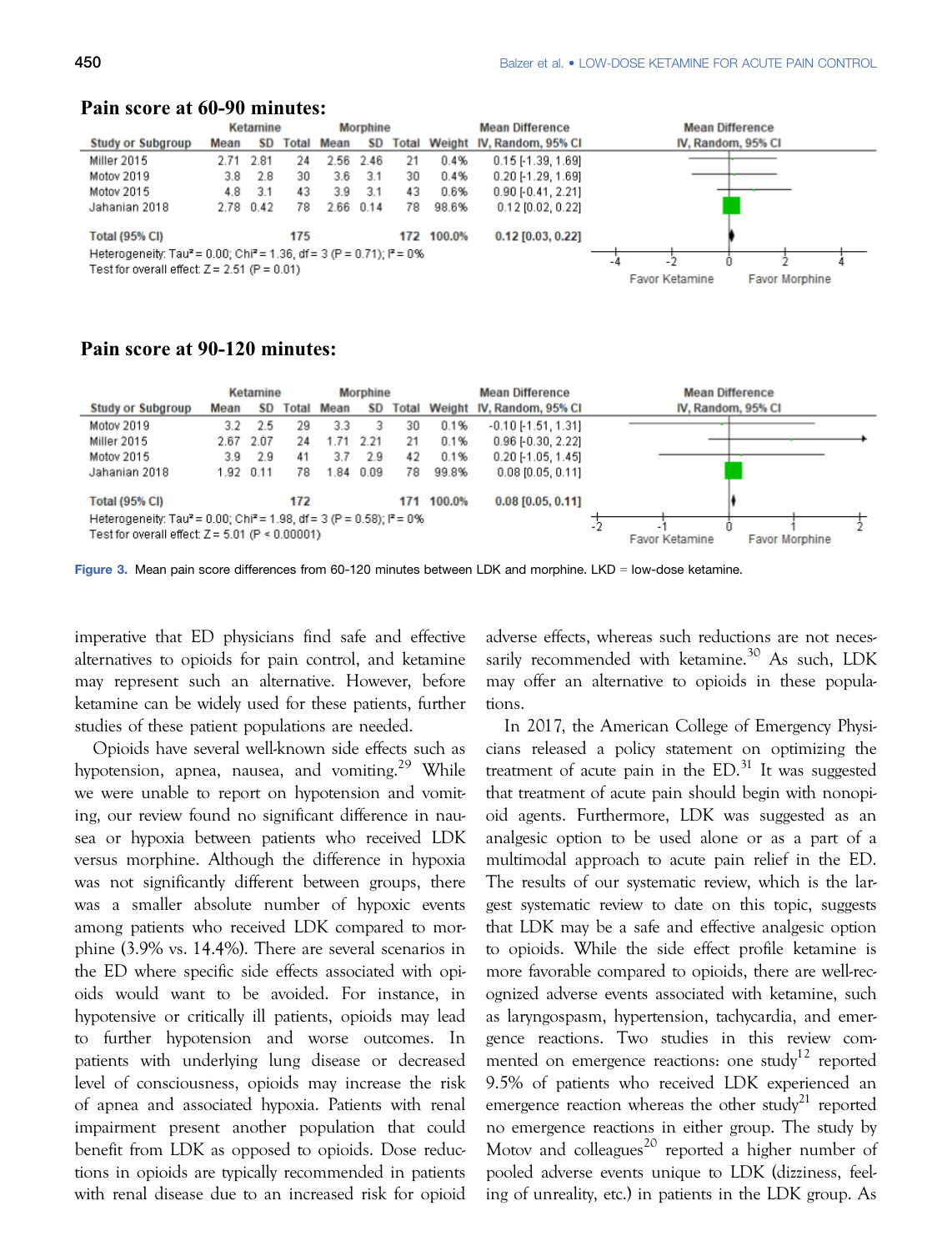**Pain score at 60-90 minutes:**

| Study or Subgroup | Ketamine Mean | Ketamine SD | Ketamine Total | Morphine Mean | Morphine SD | Morphine Total | Weight | Mean Difference IV, Random, 95% CI |
|---|---|---|---|---|---|---|---|---|
| Miller 2015 | 2.71 | 2.81 | 24 | 2.56 | 2.46 | 21 | 0.4% | 0.15 [-1.39, 1.69] |
| Motov 2019 | 3.8 | 2.8 | 30 | 3.6 | 3.1 | 30 | 0.4% | 0.20 [-1.29, 1.69] |
| Motov 2015 | 4.8 | 3.1 | 43 | 3.9 | 3.1 | 43 | 0.6% | 0.90 [-0.41, 2.21] |
| Jahanian 2018 | 2.78 | 0.42 | 78 | 2.66 | 0.14 | 78 | 98.6% | 0.12 [0.02, 0.22] |
| **Total (95% CI)** | | | **175** | | | **172** | **100.0%** | **0.12 [0.03, 0.22]** |

Heterogeneity: Tau² = 0.00; Chi² = 1.36, df = 3 (P = 0.71); I² = 0%
Test for overall effect: Z = 2.51 (P = 0.01)

Favor Ketamine / Favor Morphine

**Pain score at 90-120 minutes:**

| Study or Subgroup | Ketamine Mean | Ketamine SD | Ketamine Total | Morphine Mean | Morphine SD | Morphine Total | Weight | Mean Difference IV, Random, 95% CI |
|---|---|---|---|---|---|---|---|---|
| Motov 2019 | 3.2 | 2.5 | 29 | 3.3 | 3 | 30 | 0.1% | -0.10 [-1.51, 1.31] |
| Miller 2015 | 2.67 | 2.07 | 24 | 1.71 | 2.21 | 21 | 0.1% | 0.96 [-0.30, 2.22] |
| Motov 2015 | 3.9 | 2.9 | 41 | 3.7 | 2.9 | 42 | 0.1% | 0.20 [-1.05, 1.45] |
| Jahanian 2018 | 1.92 | 0.11 | 78 | 1.84 | 0.09 | 78 | 99.8% | 0.08 [0.05, 0.11] |
| **Total (95% CI)** | | | **172** | | | **171** | **100.0%** | **0.08 [0.05, 0.11]** |

Heterogeneity: Tau² = 0.00; Chi² = 1.98, df = 3 (P = 0.58); I² = 0%
Test for overall effect: Z = 5.01 (P < 0.00001)

Favor Ketamine / Favor Morphine

Figure 3. Mean pain score differences from 60-120 minutes between LDK and morphine. LKD = low-dose ketamine.

imperative that ED physicians find safe and effective alternatives to opioids for pain control, and ketamine may represent such an alternative. However, before ketamine can be widely used for these patients, further studies of these patient populations are needed.

Opioids have several well-known side effects such as hypotension, apnea, nausea, and vomiting.[29] While we were unable to report on hypotension and vomiting, our review found no significant difference in nausea or hypoxia between patients who received LDK versus morphine. Although the difference in hypoxia was not significantly different between groups, there was a smaller absolute number of hypoxic events among patients who received LDK compared to morphine (3.9% vs. 14.4%). There are several scenarios in the ED where specific side effects associated with opioids would want to be avoided. For instance, in hypotensive or critically ill patients, opioids may lead to further hypotension and worse outcomes. In patients with underlying lung disease or decreased level of consciousness, opioids may increase the risk of apnea and associated hypoxia. Patients with renal impairment present another population that could benefit from LDK as opposed to opioids. Dose reductions in opioids are typically recommended in patients with renal disease due to an increased risk for opioid adverse effects, whereas such reductions are not necessarily recommended with ketamine.[30] As such, LDK may offer an alternative to opioids in these populations.

In 2017, the American College of Emergency Physicians released a policy statement on optimizing the treatment of acute pain in the ED.[31] It was suggested that treatment of acute pain should begin with nonopioid agents. Furthermore, LDK was suggested as an analgesic option to be used alone or as a part of a multimodal approach to acute pain relief in the ED. The results of our systematic review, which is the largest systematic review to date on this topic, suggests that LDK may be a safe and effective analgesic option to opioids. While the side effect profile ketamine is more favorable compared to opioids, there are well-recognized adverse events associated with ketamine, such as laryngospasm, hypertension, tachycardia, and emergence reactions. Two studies in this review commented on emergence reactions: one study[12] reported 9.5% of patients who received LDK experienced an emergence reaction whereas the other study[21] reported no emergence reactions in either group. The study by Motov and colleagues[20] reported a higher number of pooled adverse events unique to LDK (dizziness, feeling of unreality, etc.) in patients in the LDK group. As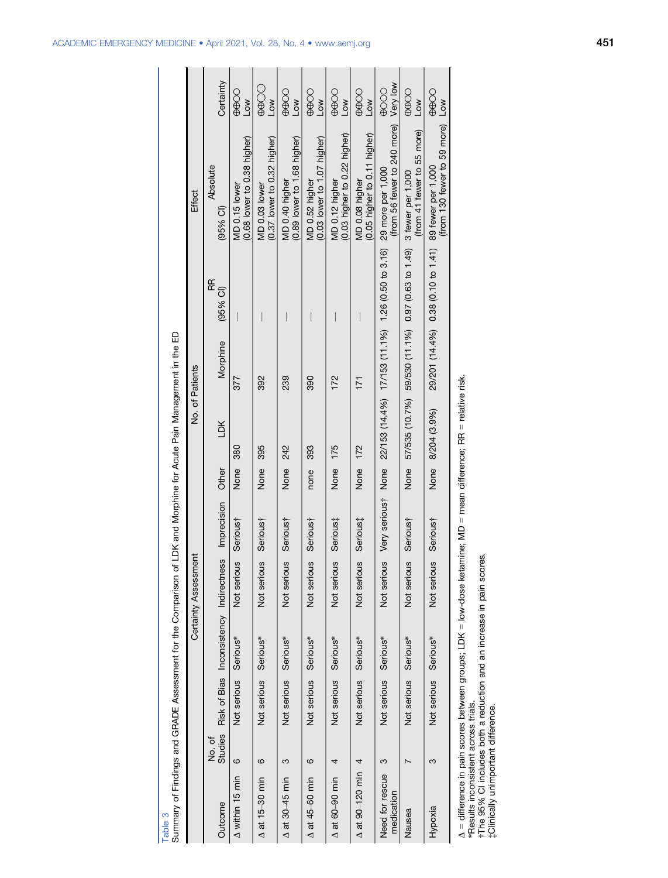Table 3
Summary of Findings and GRADE Assessment for the Comparison of LDK and Morphine for Acute Pain Management in the ED

| Outcome | Certainty Assessment | | | | | | No. of Patients | | Effect | | Certainty |
|---|---|---|---|---|---|---|---|---|---|---|---|
| | No. of Studies | Risk of Bias | Inconsistency | Indirectness | Imprecision | Other | LDK | Morphine | RR (95% CI) | Absolute (95% CI) | |
| Δ within 15 min | 6 | Not serious | Serious* | Not serious | Serious† | None | 380 | 377 | — | MD 0.15 lower (0.68 lower to 0.38 higher) | ⊕⊕◯◯ Low |
| Δ at 15–30 min | 6 | Not serious | Serious* | Not serious | Serious† | None | 395 | 392 | — | MD 0.03 lower (0.37 lower to 0.32 higher) | ⊕⊕◯◯ Low |
| Δ at 30–45 min | 3 | Not serious | Serious* | Not serious | Serious† | None | 242 | 239 | — | MD 0.40 higher (0.89 lower to 1.68 higher) | ⊕⊕◯◯ Low |
| Δ at 45–60 min | 6 | Not serious | Serious* | Not serious | Serious† | none | 393 | 390 | — | MD 0.52 higher (0.03 lower to 1.07 higher) | ⊕⊕◯◯ Low |
| Δ at 60–90 min | 4 | Not serious | Serious* | Not serious | Serious‡ | None | 175 | 172 | — | MD 0.12 higher (0.03 higher to 0.22 higher) | ⊕⊕◯◯ Low |
| Δ at 90–120 min | 4 | Not serious | Serious* | Not serious | Serious‡ | None | 172 | 171 | — | MD 0.08 higher (0.05 higher to 0.11 higher) | ⊕⊕◯◯ Low |
| Need for rescue medication | 3 | Not serious | Serious* | Not serious | Very serious† | None | 22/153 (14.4%) | 17/153 (11.1%) | 1.26 (0.50 to 3.16) | 29 more per 1,000 (from 56 fewer to 240 more) | ⊕◯◯◯ Very low |
| Nausea | 7 | Not serious | Serious* | Not serious | Serious† | None | 57/535 (10.7%) | 59/530 (11.1%) | 0.97 (0.63 to 1.49) | 3 fewer per 1,000 (from 41 fewer to 55 more) | ⊕⊕◯◯ Low |
| Hypoxia | 3 | Not serious | Serious* | Not serious | Serious† | None | 8/204 (3.9%) | 29/201 (14.4%) | 0.38 (0.10 to 1.41) | 89 fewer per 1,000 (from 130 fewer to 59 more) | ⊕⊕◯◯ Low |

Δ = difference in pain scores between groups; LDK = low-dose ketamine; MD = mean difference; RR = relative risk.
*Results inconsistent across trials.
†The 95% CI includes both a reduction and an increase in pain scores.
‡Clinically unimportant difference.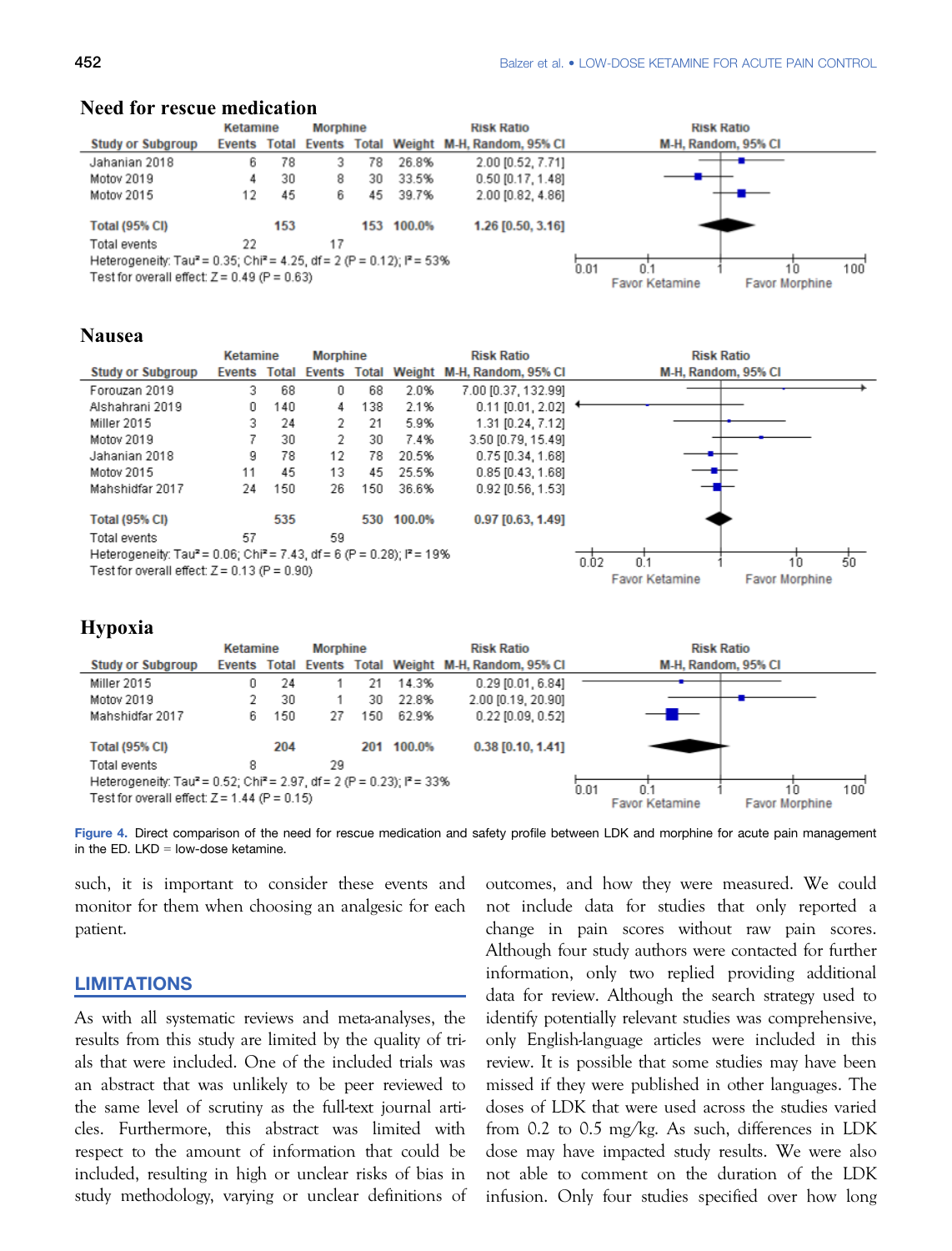## Need for rescue medication

| Study or Subgroup | Ketamine Events | Ketamine Total | Morphine Events | Morphine Total | Weight | Risk Ratio M-H, Random, 95% CI |
|---|---|---|---|---|---|---|
| Jahanian 2018 | 6 | 78 | 3 | 78 | 26.8% | 2.00 [0.52, 7.71] |
| Motov 2019 | 4 | 30 | 8 | 30 | 33.5% | 0.50 [0.17, 1.48] |
| Motov 2015 | 12 | 45 | 6 | 45 | 39.7% | 2.00 [0.82, 4.86] |
| **Total (95% CI)** | | **153** | | **153** | **100.0%** | **1.26 [0.50, 3.16]** |
| Total events | 22 | | 17 | | | |

Heterogeneity: Tau² = 0.35; Chi² = 4.25, df = 2 (P = 0.12); I² = 53%
Test for overall effect: Z = 0.49 (P = 0.63)

## Nausea

| Study or Subgroup | Ketamine Events | Ketamine Total | Morphine Events | Morphine Total | Weight | Risk Ratio M-H, Random, 95% CI |
|---|---|---|---|---|---|---|
| Forouzan 2019 | 3 | 68 | 0 | 68 | 2.0% | 7.00 [0.37, 132.99] |
| Alshahrani 2019 | 0 | 140 | 4 | 138 | 2.1% | 0.11 [0.01, 2.02] |
| Miller 2015 | 3 | 24 | 2 | 21 | 5.9% | 1.31 [0.24, 7.12] |
| Motov 2019 | 7 | 30 | 2 | 30 | 7.4% | 3.50 [0.79, 15.49] |
| Jahanian 2018 | 9 | 78 | 12 | 78 | 20.5% | 0.75 [0.34, 1.68] |
| Motov 2015 | 11 | 45 | 13 | 45 | 25.5% | 0.85 [0.43, 1.68] |
| Mahshidfar 2017 | 24 | 150 | 26 | 150 | 36.6% | 0.92 [0.56, 1.53] |
| **Total (95% CI)** | | **535** | | **530** | **100.0%** | **0.97 [0.63, 1.49]** |
| Total events | 57 | | 59 | | | |

Heterogeneity: Tau² = 0.06; Chi² = 7.43, df = 6 (P = 0.28); I² = 19%
Test for overall effect: Z = 0.13 (P = 0.90)

## Hypoxia

| Study or Subgroup | Ketamine Events | Ketamine Total | Morphine Events | Morphine Total | Weight | Risk Ratio M-H, Random, 95% CI |
|---|---|---|---|---|---|---|
| Miller 2015 | 0 | 24 | 1 | 21 | 14.3% | 0.29 [0.01, 6.84] |
| Motov 2019 | 2 | 30 | 1 | 30 | 22.8% | 2.00 [0.19, 20.90] |
| Mahshidfar 2017 | 6 | 150 | 27 | 150 | 62.9% | 0.22 [0.09, 0.52] |
| **Total (95% CI)** | | **204** | | **201** | **100.0%** | **0.38 [0.10, 1.41]** |
| Total events | 8 | | 29 | | | |

Heterogeneity: Tau² = 0.52; Chi² = 2.97, df = 2 (P = 0.23); I² = 33%
Test for overall effect: Z = 1.44 (P = 0.15)

Figure 4. Direct comparison of the need for rescue medication and safety profile between LDK and morphine for acute pain management in the ED. LKD = low-dose ketamine.

such, it is important to consider these events and monitor for them when choosing an analgesic for each patient.

## LIMITATIONS

As with all systematic reviews and meta-analyses, the results from this study are limited by the quality of trials that were included. One of the included trials was an abstract that was unlikely to be peer reviewed to the same level of scrutiny as the full-text journal articles. Furthermore, this abstract was limited with respect to the amount of information that could be included, resulting in high or unclear risks of bias in study methodology, varying or unclear definitions of outcomes, and how they were measured. We could not include data for studies that only reported a change in pain scores without raw pain scores. Although four study authors were contacted for further information, only two replied providing additional data for review. Although the search strategy used to identify potentially relevant studies was comprehensive, only English-language articles were included in this review. It is possible that some studies may have been missed if they were published in other languages. The doses of LDK that were used across the studies varied from 0.2 to 0.5 mg/kg. As such, differences in LDK dose may have impacted study results. We were also not able to comment on the duration of the LDK infusion. Only four studies specified over how long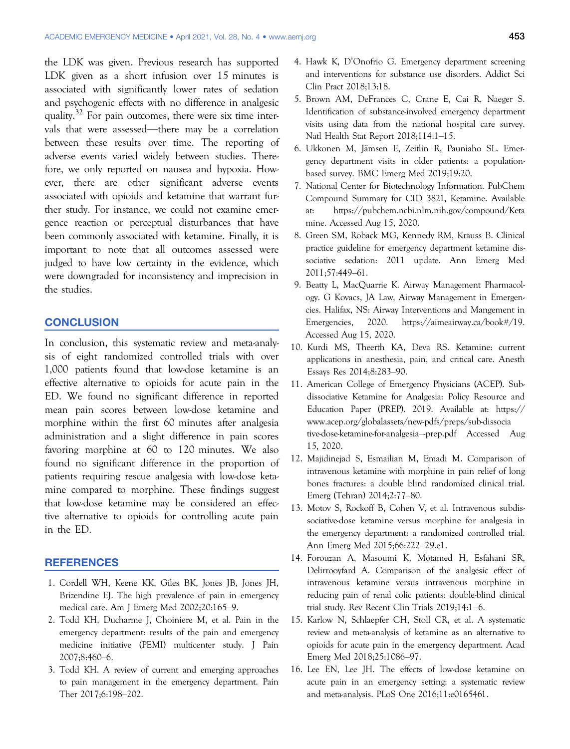the LDK was given. Previous research has supported LDK given as a short infusion over 15 minutes is associated with significantly lower rates of sedation and psychogenic effects with no difference in analgesic quality.[32] For pain outcomes, there were six time intervals that were assessed—there may be a correlation between these results over time. The reporting of adverse events varied widely between studies. Therefore, we only reported on nausea and hypoxia. However, there are other significant adverse events associated with opioids and ketamine that warrant further study. For instance, we could not examine emergence reaction or perceptual disturbances that have been commonly associated with ketamine. Finally, it is important to note that all outcomes assessed were judged to have low certainty in the evidence, which were downgraded for inconsistency and imprecision in the studies.

## CONCLUSION

In conclusion, this systematic review and meta-analysis of eight randomized controlled trials with over 1,000 patients found that low-dose ketamine is an effective alternative to opioids for acute pain in the ED. We found no significant difference in reported mean pain scores between low-dose ketamine and morphine within the first 60 minutes after analgesia administration and a slight difference in pain scores favoring morphine at 60 to 120 minutes. We also found no significant difference in the proportion of patients requiring rescue analgesia with low-dose ketamine compared to morphine. These findings suggest that low-dose ketamine may be considered an effective alternative to opioids for controlling acute pain in the ED.

## REFERENCES

1. Cordell WH, Keene KK, Giles BK, Jones JB, Jones JH, Brizendine EJ. The high prevalence of pain in emergency medical care. Am J Emerg Med 2002;20:165–9.
2. Todd KH, Ducharme J, Choiniere M, et al. Pain in the emergency department: results of the pain and emergency medicine initiative (PEMI) multicenter study. J Pain 2007;8:460–6.
3. Todd KH. A review of current and emerging approaches to pain management in the emergency department. Pain Ther 2017;6:198–202.
4. Hawk K, D'Onofrio G. Emergency department screening and interventions for substance use disorders. Addict Sci Clin Pract 2018;13:18.
5. Brown AM, DeFrances C, Crane E, Cai R, Naeger S. Identification of substance-involved emergency department visits using data from the national hospital care survey. Natl Health Stat Report 2018;114:1–15.
6. Ukkonen M, Jämsen E, Zeitlin R, Pauniaho SL. Emergency department visits in older patients: a population-based survey. BMC Emerg Med 2019;19:20.
7. National Center for Biotechnology Information. PubChem Compound Summary for CID 3821, Ketamine. Available at: https://pubchem.ncbi.nlm.nih.gov/compound/Ketamine. Accessed Aug 15, 2020.
8. Green SM, Roback MG, Kennedy RM, Krauss B. Clinical practice guideline for emergency department ketamine dissociative sedation: 2011 update. Ann Emerg Med 2011;57:449–61.
9. Beatty L, MacQuarrie K. Airway Management Pharmacology. G Kovacs, JA Law, Airway Management in Emergencies. Halifax, NS: Airway Interventions and Mangement in Emergencies, 2020. https://aimeairway.ca/book#/19. Accessed Aug 15, 2020.
10. Kurdi MS, Theerth KA, Deva RS. Ketamine: current applications in anesthesia, pain, and critical care. Anesth Essays Res 2014;8:283–90.
11. American College of Emergency Physicians (ACEP). Sub-dissociative Ketamine for Analgesia: Policy Resource and Education Paper (PREP). 2019. Available at: https://www.acep.org/globalassets/new-pdfs/preps/sub-dissociative-dose-ketamine-for-analgesia--prep.pdf Accessed Aug 15, 2020.
12. Majidinejad S, Esmailian M, Emadi M. Comparison of intravenous ketamine with morphine in pain relief of long bones fractures: a double blind randomized clinical trial. Emerg (Tehran) 2014;2:77–80.
13. Motov S, Rockoff B, Cohen V, et al. Intravenous subdissociative-dose ketamine versus morphine for analgesia in the emergency department: a randomized controlled trial. Ann Emerg Med 2015;66:222–29.e1.
14. Forouzan A, Masoumi K, Motamed H, Esfahani SR, Delirrooyfard A. Comparison of the analgesic effect of intravenous ketamine versus intravenous morphine in reducing pain of renal colic patients: double-blind clinical trial study. Rev Recent Clin Trials 2019;14:1–6.
15. Karlow N, Schlaepfer CH, Stoll CR, et al. A systematic review and meta-analysis of ketamine as an alternative to opioids for acute pain in the emergency department. Acad Emerg Med 2018;25:1086–97.
16. Lee EN, Lee JH. The effects of low-dose ketamine on acute pain in an emergency setting: a systematic review and meta-analysis. PLoS One 2016;11:e0165461.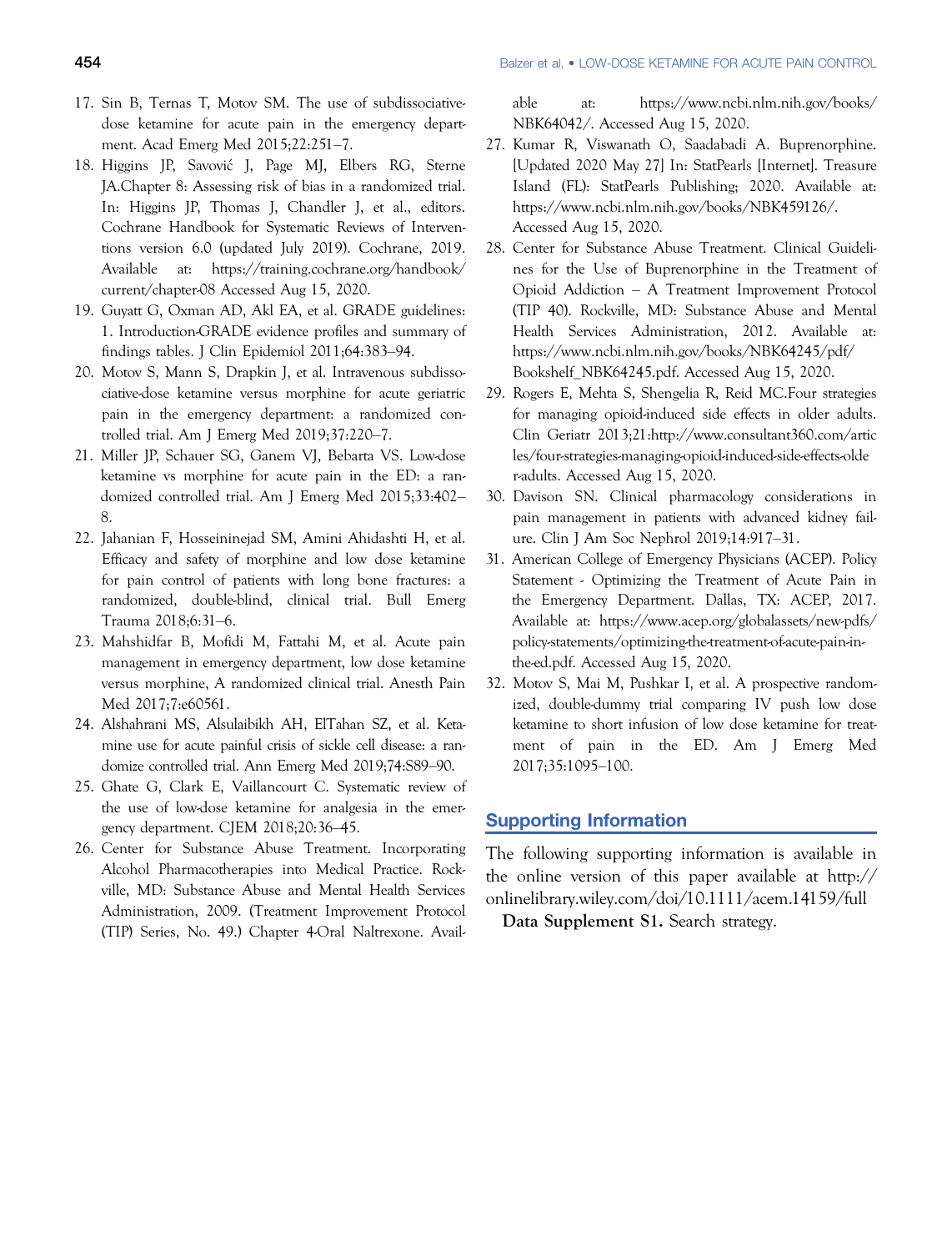17. Sin B, Ternas T, Motov SM. The use of subdissociative-dose ketamine for acute pain in the emergency department. Acad Emerg Med 2015;22:251–7.
18. Higgins JP, Savović J, Page MJ, Elbers RG, Sterne JA.Chapter 8: Assessing risk of bias in a randomized trial. In: Higgins JP, Thomas J, Chandler J, et al., editors. Cochrane Handbook for Systematic Reviews of Interventions version 6.0 (updated July 2019). Cochrane, 2019. Available at: https://training.cochrane.org/handbook/current/chapter-08 Accessed Aug 15, 2020.
19. Guyatt G, Oxman AD, Akl EA, et al. GRADE guidelines: 1. Introduction-GRADE evidence profiles and summary of findings tables. J Clin Epidemiol 2011;64:383–94.
20. Motov S, Mann S, Drapkin J, et al. Intravenous subdissociative-dose ketamine versus morphine for acute geriatric pain in the emergency department: a randomized controlled trial. Am J Emerg Med 2019;37:220–7.
21. Miller JP, Schauer SG, Ganem VJ, Bebarta VS. Low-dose ketamine vs morphine for acute pain in the ED: a randomized controlled trial. Am J Emerg Med 2015;33:402–8.
22. Jahanian F, Hosseininejad SM, Amini Ahidashti H, et al. Efficacy and safety of morphine and low dose ketamine for pain control of patients with long bone fractures: a randomized, double-blind, clinical trial. Bull Emerg Trauma 2018;6:31–6.
23. Mahshidfar B, Mofidi M, Fattahi M, et al. Acute pain management in emergency department, low dose ketamine versus morphine, A randomized clinical trial. Anesth Pain Med 2017;7:e60561.
24. Alshahrani MS, Alsulaibikh AH, ElTahan SZ, et al. Ketamine use for acute painful crisis of sickle cell disease: a randomize controlled trial. Ann Emerg Med 2019;74:S89–90.
25. Ghate G, Clark E, Vaillancourt C. Systematic review of the use of low-dose ketamine for analgesia in the emergency department. CJEM 2018;20:36–45.
26. Center for Substance Abuse Treatment. Incorporating Alcohol Pharmacotherapies into Medical Practice. Rockville, MD: Substance Abuse and Mental Health Services Administration, 2009. (Treatment Improvement Protocol (TIP) Series, No. 49.) Chapter 4-Oral Naltrexone. Available at: https://www.ncbi.nlm.nih.gov/books/NBK64042/. Accessed Aug 15, 2020.
27. Kumar R, Viswanath O, Saadabadi A. Buprenorphine. [Updated 2020 May 27] In: StatPearls [Internet]. Treasure Island (FL): StatPearls Publishing; 2020. Available at: https://www.ncbi.nlm.nih.gov/books/NBK459126/. Accessed Aug 15, 2020.
28. Center for Substance Abuse Treatment. Clinical Guidelines for the Use of Buprenorphine in the Treatment of Opioid Addiction – A Treatment Improvement Protocol (TIP 40). Rockville, MD: Substance Abuse and Mental Health Services Administration, 2012. Available at: https://www.ncbi.nlm.nih.gov/books/NBK64245/pdf/Bookshelf_NBK64245.pdf. Accessed Aug 15, 2020.
29. Rogers E, Mehta S, Shengelia R, Reid MC.Four strategies for managing opioid-induced side effects in older adults. Clin Geriatr 2013;21:http://www.consultant360.com/articles/four-strategies-managing-opioid-induced-side-effects-older-adults. Accessed Aug 15, 2020.
30. Davison SN. Clinical pharmacology considerations in pain management in patients with advanced kidney failure. Clin J Am Soc Nephrol 2019;14:917–31.
31. American College of Emergency Physicians (ACEP). Policy Statement - Optimizing the Treatment of Acute Pain in the Emergency Department. Dallas, TX: ACEP, 2017. Available at: https://www.acep.org/globalassets/new-pdfs/policy-statements/optimizing-the-treatment-of-acute-pain-in-the-ed.pdf. Accessed Aug 15, 2020.
32. Motov S, Mai M, Pushkar I, et al. A prospective randomized, double-dummy trial comparing IV push low dose ketamine to short infusion of low dose ketamine for treatment of pain in the ED. Am J Emerg Med 2017;35:1095–100.

## Supporting Information

The following supporting information is available in the online version of this paper available at http://onlinelibrary.wiley.com/doi/10.1111/acem.14159/full

**Data Supplement S1.** Search strategy.